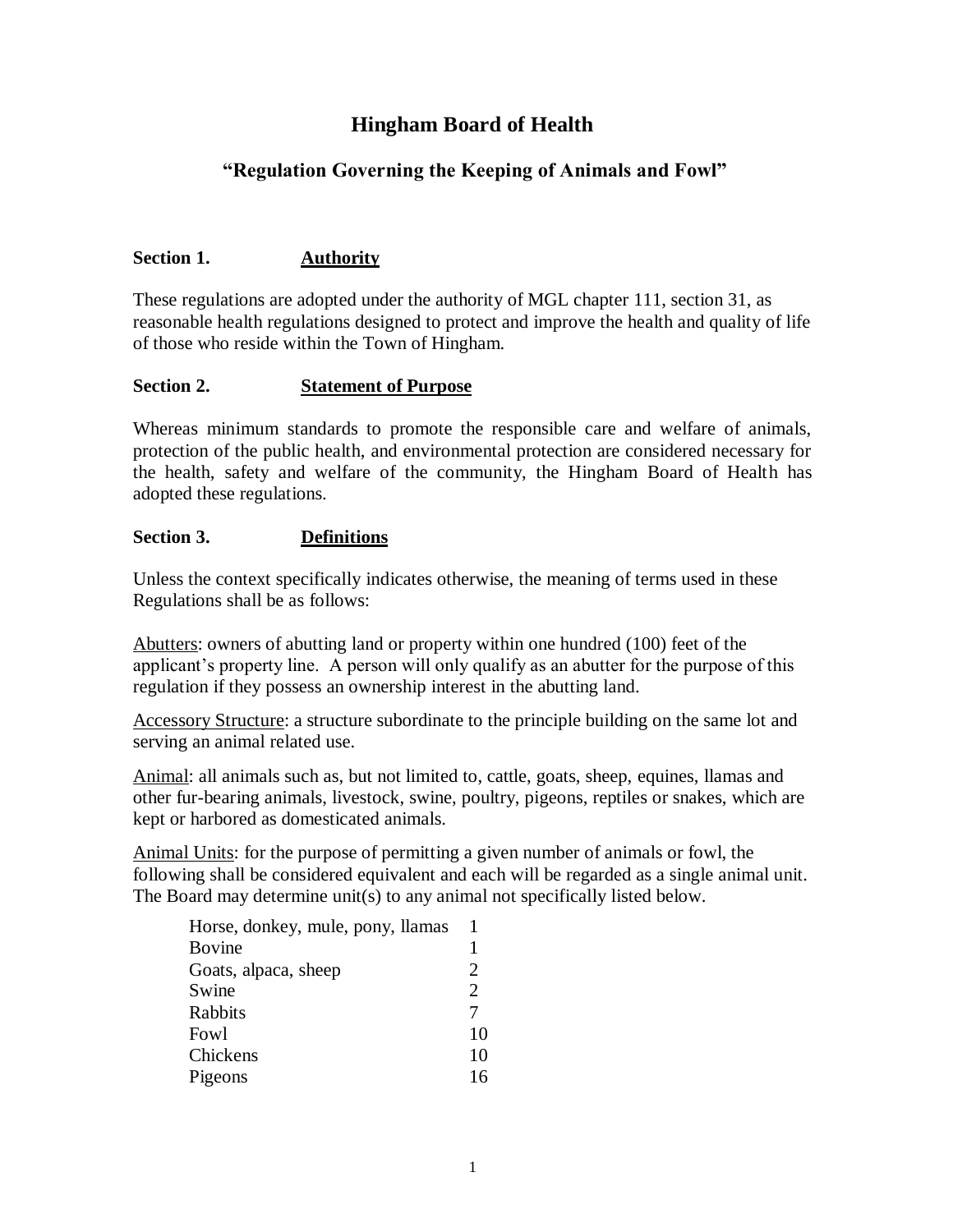# Hingham Board of Health

## “Regulation Governing the Keeping of Animals and Fowl”

### Section 1. Authority

These regulations are adopted under the authority of MGL chapter 111, section 31, as reasonable health regulations designed to protect and improve the health and quality of life of those who reside within the Town of Hingham.

### Section 2. Statement of Purpose

Whereas minimum standards to promote the responsible care and welfare of animals, protection of the public health, and environmental protection are considered necessary for the health, safety and welfare of the community, the Hingham Board of Health has adopted these regulations.

### Section 3. Definitions

Unless the context specifically indicates otherwise, the meaning of terms used in these Regulations shall be as follows:

Abutters: owners of abutting land or property within one hundred (100) feet of the applicant’s property line. A person will only qualify as an abutter for the purpose of this regulation if they possess an ownership interest in the abutting land.

Accessory Structure: a structure subordinate to the principle building on the same lot and serving an animal related use.

Animal: all animals such as, but not limited to, cattle, goats, sheep, equines, llamas and other fur-bearing animals, livestock, swine, poultry, pigeons, reptiles or snakes, which are kept or harbored as domesticated animals.

Animal Units: for the purpose of permitting a given number of animals or fowl, the following shall be considered equivalent and each will be regarded as a single animal unit. The Board may determine unit(s) to any animal not specifically listed below.

| | |
|---|---|
| Horse, donkey, mule, pony, llamas | 1 |
| Bovine | 1 |
| Goats, alpaca, sheep | 2 |
| Swine | 2 |
| Rabbits | 7 |
| Fowl | 10 |
| Chickens | 10 |
| Pigeons | 16 |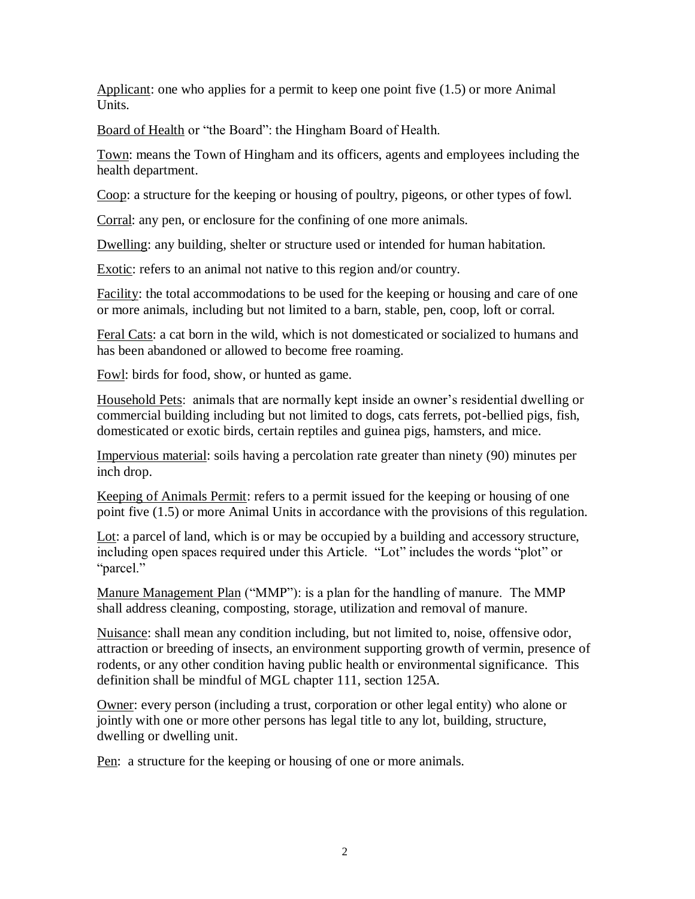Applicant: one who applies for a permit to keep one point five (1.5) or more Animal Units.

Board of Health or "the Board": the Hingham Board of Health.

Town: means the Town of Hingham and its officers, agents and employees including the health department.

Coop: a structure for the keeping or housing of poultry, pigeons, or other types of fowl.

Corral: any pen, or enclosure for the confining of one more animals.

Dwelling: any building, shelter or structure used or intended for human habitation.

Exotic: refers to an animal not native to this region and/or country.

Facility: the total accommodations to be used for the keeping or housing and care of one or more animals, including but not limited to a barn, stable, pen, coop, loft or corral.

Feral Cats: a cat born in the wild, which is not domesticated or socialized to humans and has been abandoned or allowed to become free roaming.

Fowl: birds for food, show, or hunted as game.

Household Pets: animals that are normally kept inside an owner's residential dwelling or commercial building including but not limited to dogs, cats ferrets, pot-bellied pigs, fish, domesticated or exotic birds, certain reptiles and guinea pigs, hamsters, and mice.

Impervious material: soils having a percolation rate greater than ninety (90) minutes per inch drop.

Keeping of Animals Permit: refers to a permit issued for the keeping or housing of one point five (1.5) or more Animal Units in accordance with the provisions of this regulation.

Lot: a parcel of land, which is or may be occupied by a building and accessory structure, including open spaces required under this Article. "Lot" includes the words "plot" or "parcel."

Manure Management Plan ("MMP"): is a plan for the handling of manure. The MMP shall address cleaning, composting, storage, utilization and removal of manure.

Nuisance: shall mean any condition including, but not limited to, noise, offensive odor, attraction or breeding of insects, an environment supporting growth of vermin, presence of rodents, or any other condition having public health or environmental significance. This definition shall be mindful of MGL chapter 111, section 125A.

Owner: every person (including a trust, corporation or other legal entity) who alone or jointly with one or more other persons has legal title to any lot, building, structure, dwelling or dwelling unit.

Pen: a structure for the keeping or housing of one or more animals.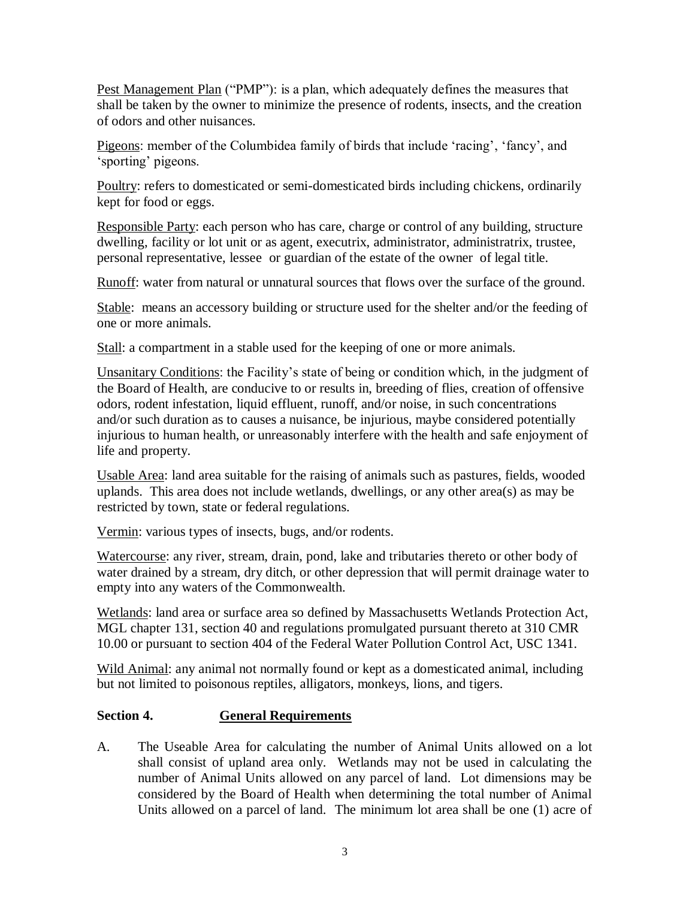Pest Management Plan ("PMP"): is a plan, which adequately defines the measures that shall be taken by the owner to minimize the presence of rodents, insects, and the creation of odors and other nuisances.

Pigeons: member of the Columbidea family of birds that include 'racing', 'fancy', and 'sporting' pigeons.

Poultry: refers to domesticated or semi-domesticated birds including chickens, ordinarily kept for food or eggs.

Responsible Party: each person who has care, charge or control of any building, structure dwelling, facility or lot unit or as agent, executrix, administrator, administratrix, trustee, personal representative, lessee or guardian of the estate of the owner of legal title.

Runoff: water from natural or unnatural sources that flows over the surface of the ground.

Stable: means an accessory building or structure used for the shelter and/or the feeding of one or more animals.

Stall: a compartment in a stable used for the keeping of one or more animals.

Unsanitary Conditions: the Facility's state of being or condition which, in the judgment of the Board of Health, are conducive to or results in, breeding of flies, creation of offensive odors, rodent infestation, liquid effluent, runoff, and/or noise, in such concentrations and/or such duration as to causes a nuisance, be injurious, maybe considered potentially injurious to human health, or unreasonably interfere with the health and safe enjoyment of life and property.

Usable Area: land area suitable for the raising of animals such as pastures, fields, wooded uplands. This area does not include wetlands, dwellings, or any other area(s) as may be restricted by town, state or federal regulations.

Vermin: various types of insects, bugs, and/or rodents.

Watercourse: any river, stream, drain, pond, lake and tributaries thereto or other body of water drained by a stream, dry ditch, or other depression that will permit drainage water to empty into any waters of the Commonwealth.

Wetlands: land area or surface area so defined by Massachusetts Wetlands Protection Act, MGL chapter 131, section 40 and regulations promulgated pursuant thereto at 310 CMR 10.00 or pursuant to section 404 of the Federal Water Pollution Control Act, USC 1341.

Wild Animal: any animal not normally found or kept as a domesticated animal, including but not limited to poisonous reptiles, alligators, monkeys, lions, and tigers.

## Section 4. General Requirements

A. The Useable Area for calculating the number of Animal Units allowed on a lot shall consist of upland area only. Wetlands may not be used in calculating the number of Animal Units allowed on any parcel of land. Lot dimensions may be considered by the Board of Health when determining the total number of Animal Units allowed on a parcel of land. The minimum lot area shall be one (1) acre of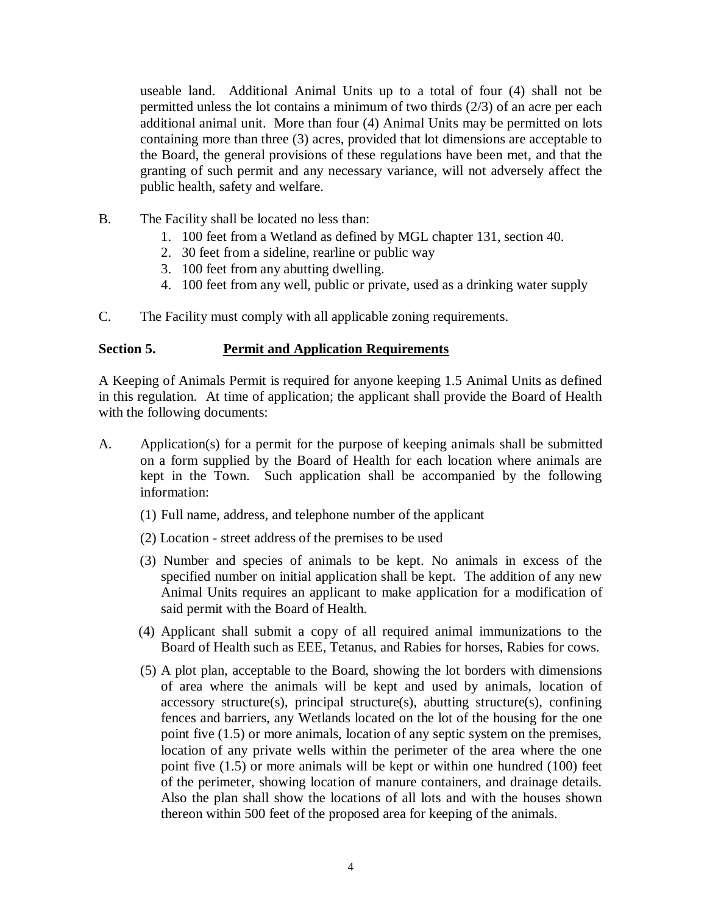useable land. Additional Animal Units up to a total of four (4) shall not be permitted unless the lot contains a minimum of two thirds (2/3) of an acre per each additional animal unit. More than four (4) Animal Units may be permitted on lots containing more than three (3) acres, provided that lot dimensions are acceptable to the Board, the general provisions of these regulations have been met, and that the granting of such permit and any necessary variance, will not adversely affect the public health, safety and welfare.

B. The Facility shall be located no less than:
   1. 100 feet from a Wetland as defined by MGL chapter 131, section 40.
   2. 30 feet from a sideline, rearline or public way
   3. 100 feet from any abutting dwelling.
   4. 100 feet from any well, public or private, used as a drinking water supply

C. The Facility must comply with all applicable zoning requirements.

**Section 5. <u>Permit and Application Requirements</u>**

A Keeping of Animals Permit is required for anyone keeping 1.5 Animal Units as defined in this regulation. At time of application; the applicant shall provide the Board of Health with the following documents:

A. Application(s) for a permit for the purpose of keeping animals shall be submitted on a form supplied by the Board of Health for each location where animals are kept in the Town. Such application shall be accompanied by the following information:

   (1) Full name, address, and telephone number of the applicant

   (2) Location - street address of the premises to be used

   (3) Number and species of animals to be kept. No animals in excess of the specified number on initial application shall be kept. The addition of any new Animal Units requires an applicant to make application for a modification of said permit with the Board of Health.

   (4) Applicant shall submit a copy of all required animal immunizations to the Board of Health such as EEE, Tetanus, and Rabies for horses, Rabies for cows.

   (5) A plot plan, acceptable to the Board, showing the lot borders with dimensions of area where the animals will be kept and used by animals, location of accessory structure(s), principal structure(s), abutting structure(s), confining fences and barriers, any Wetlands located on the lot of the housing for the one point five (1.5) or more animals, location of any septic system on the premises, location of any private wells within the perimeter of the area where the one point five (1.5) or more animals will be kept or within one hundred (100) feet of the perimeter, showing location of manure containers, and drainage details. Also the plan shall show the locations of all lots and with the houses shown thereon within 500 feet of the proposed area for keeping of the animals.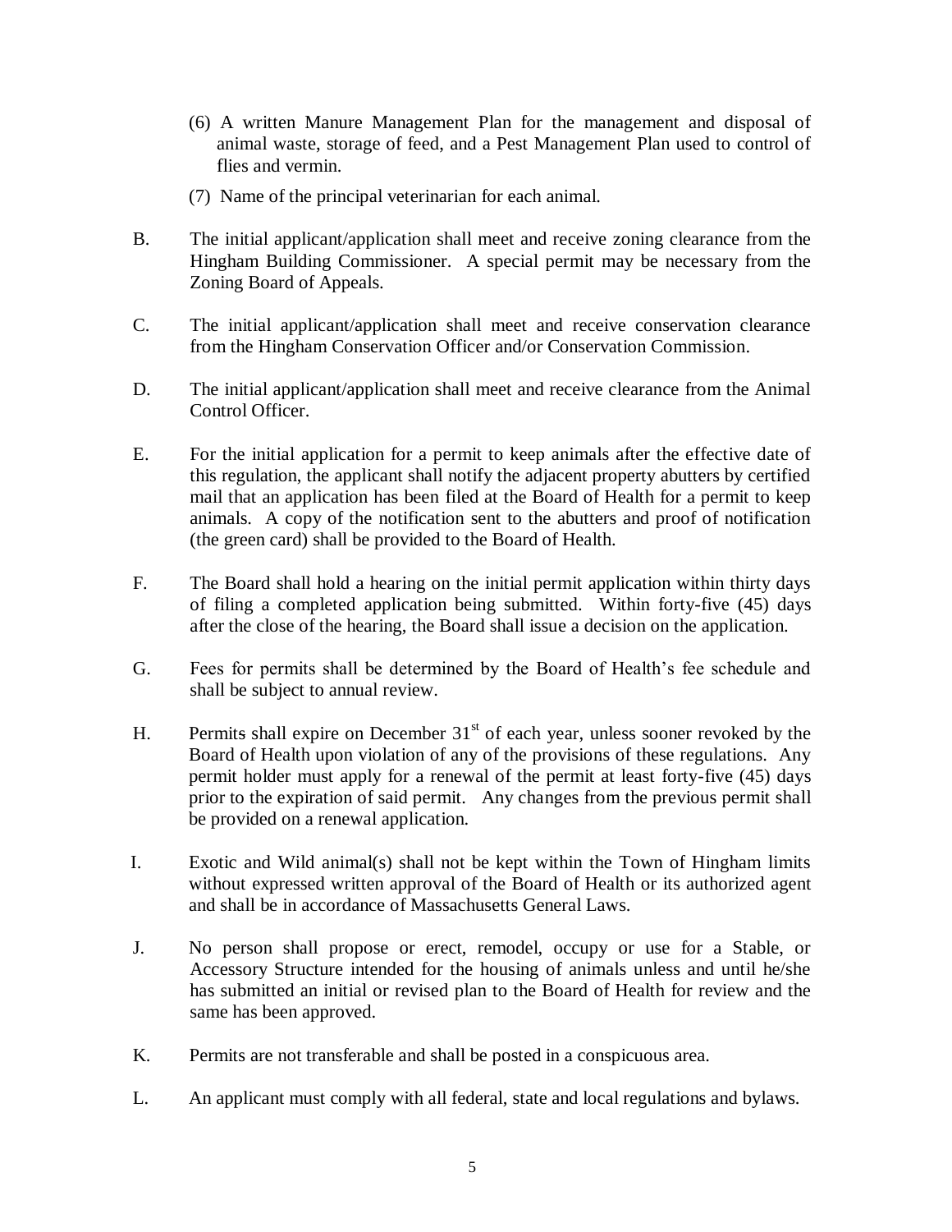(6) A written Manure Management Plan for the management and disposal of animal waste, storage of feed, and a Pest Management Plan used to control of flies and vermin.

(7) Name of the principal veterinarian for each animal.

B. The initial applicant/application shall meet and receive zoning clearance from the Hingham Building Commissioner. A special permit may be necessary from the Zoning Board of Appeals.

C. The initial applicant/application shall meet and receive conservation clearance from the Hingham Conservation Officer and/or Conservation Commission.

D. The initial applicant/application shall meet and receive clearance from the Animal Control Officer.

E. For the initial application for a permit to keep animals after the effective date of this regulation, the applicant shall notify the adjacent property abutters by certified mail that an application has been filed at the Board of Health for a permit to keep animals. A copy of the notification sent to the abutters and proof of notification (the green card) shall be provided to the Board of Health.

F. The Board shall hold a hearing on the initial permit application within thirty days of filing a completed application being submitted. Within forty-five (45) days after the close of the hearing, the Board shall issue a decision on the application.

G. Fees for permits shall be determined by the Board of Health's fee schedule and shall be subject to annual review.

H. Permits shall expire on December 31st of each year, unless sooner revoked by the Board of Health upon violation of any of the provisions of these regulations. Any permit holder must apply for a renewal of the permit at least forty-five (45) days prior to the expiration of said permit. Any changes from the previous permit shall be provided on a renewal application.

I. Exotic and Wild animal(s) shall not be kept within the Town of Hingham limits without expressed written approval of the Board of Health or its authorized agent and shall be in accordance of Massachusetts General Laws.

J. No person shall propose or erect, remodel, occupy or use for a Stable, or Accessory Structure intended for the housing of animals unless and until he/she has submitted an initial or revised plan to the Board of Health for review and the same has been approved.

K. Permits are not transferable and shall be posted in a conspicuous area.

L. An applicant must comply with all federal, state and local regulations and bylaws.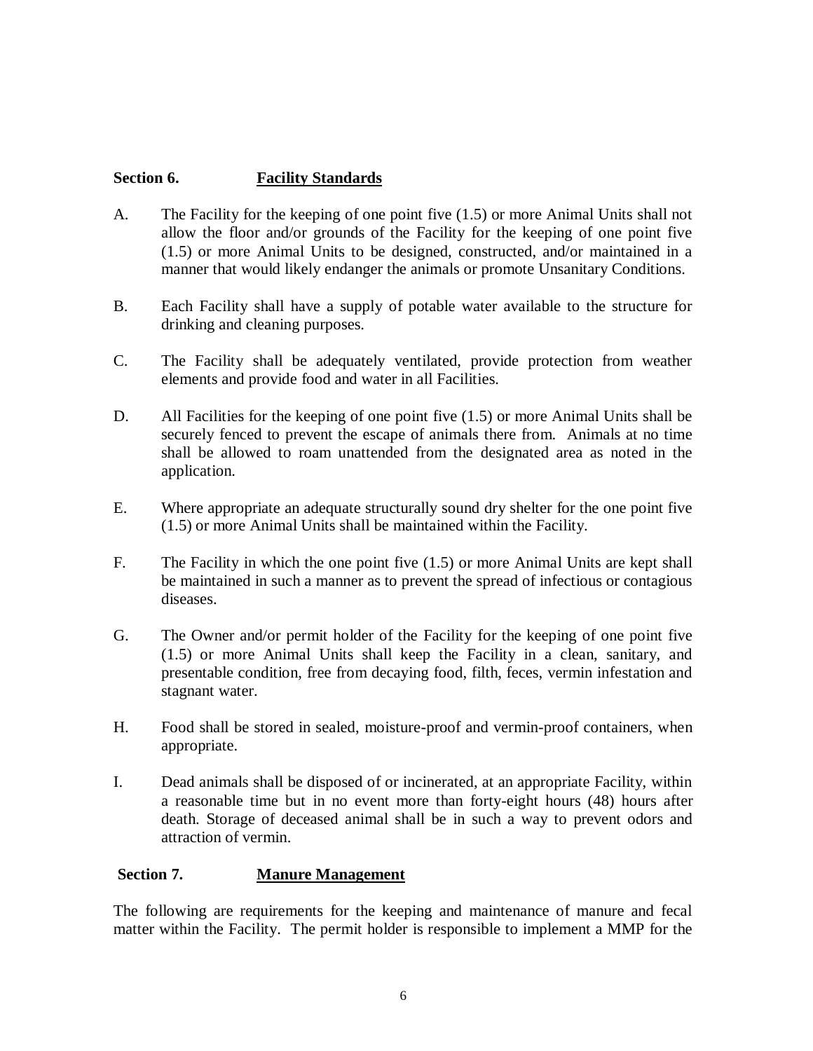## Section 6. Facility Standards

A. The Facility for the keeping of one point five (1.5) or more Animal Units shall not allow the floor and/or grounds of the Facility for the keeping of one point five (1.5) or more Animal Units to be designed, constructed, and/or maintained in a manner that would likely endanger the animals or promote Unsanitary Conditions.

B. Each Facility shall have a supply of potable water available to the structure for drinking and cleaning purposes.

C. The Facility shall be adequately ventilated, provide protection from weather elements and provide food and water in all Facilities.

D. All Facilities for the keeping of one point five (1.5) or more Animal Units shall be securely fenced to prevent the escape of animals there from. Animals at no time shall be allowed to roam unattended from the designated area as noted in the application.

E. Where appropriate an adequate structurally sound dry shelter for the one point five (1.5) or more Animal Units shall be maintained within the Facility.

F. The Facility in which the one point five (1.5) or more Animal Units are kept shall be maintained in such a manner as to prevent the spread of infectious or contagious diseases.

G. The Owner and/or permit holder of the Facility for the keeping of one point five (1.5) or more Animal Units shall keep the Facility in a clean, sanitary, and presentable condition, free from decaying food, filth, feces, vermin infestation and stagnant water.

H. Food shall be stored in sealed, moisture-proof and vermin-proof containers, when appropriate.

I. Dead animals shall be disposed of or incinerated, at an appropriate Facility, within a reasonable time but in no event more than forty-eight hours (48) hours after death. Storage of deceased animal shall be in such a way to prevent odors and attraction of vermin.

## Section 7. Manure Management

The following are requirements for the keeping and maintenance of manure and fecal matter within the Facility. The permit holder is responsible to implement a MMP for the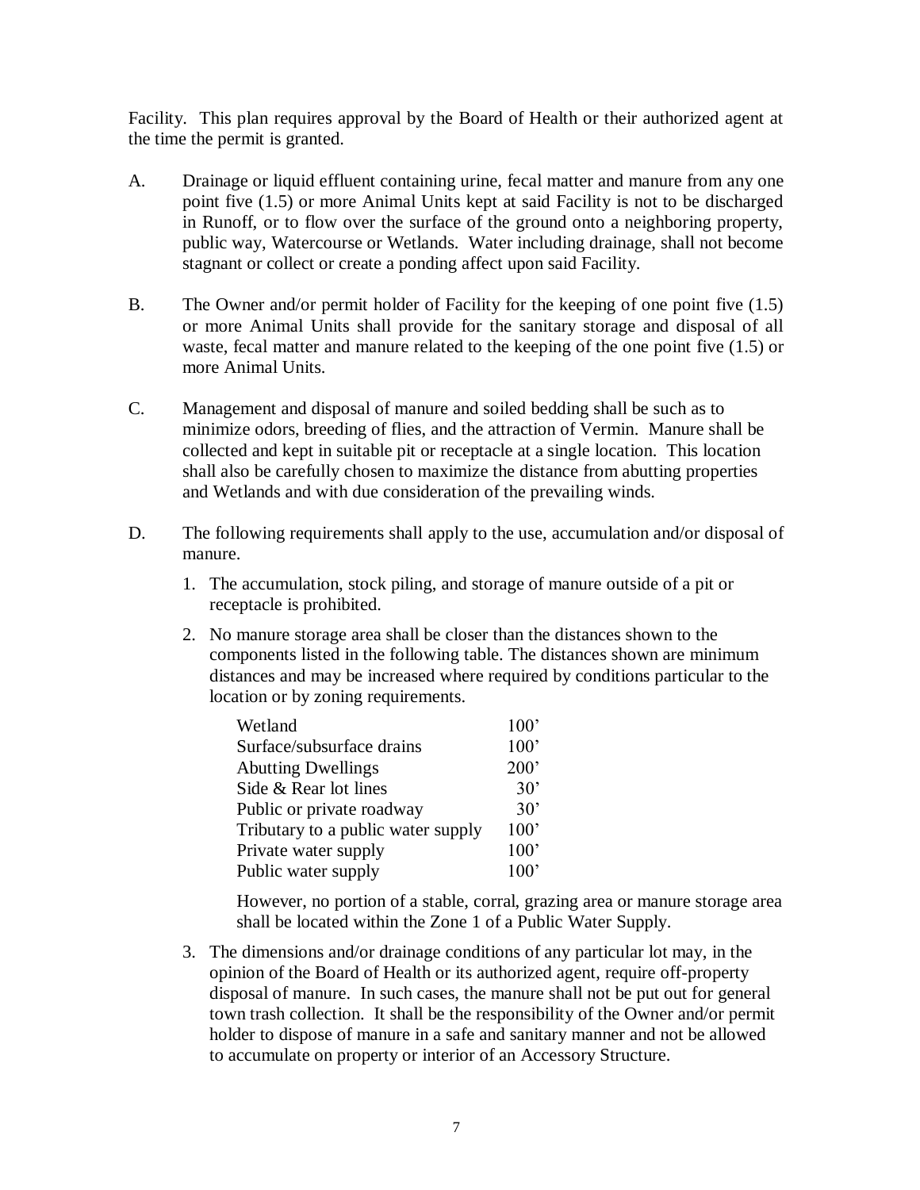Facility. This plan requires approval by the Board of Health or their authorized agent at the time the permit is granted.

A. Drainage or liquid effluent containing urine, fecal matter and manure from any one point five (1.5) or more Animal Units kept at said Facility is not to be discharged in Runoff, or to flow over the surface of the ground onto a neighboring property, public way, Watercourse or Wetlands. Water including drainage, shall not become stagnant or collect or create a ponding affect upon said Facility.

B. The Owner and/or permit holder of Facility for the keeping of one point five (1.5) or more Animal Units shall provide for the sanitary storage and disposal of all waste, fecal matter and manure related to the keeping of the one point five (1.5) or more Animal Units.

C. Management and disposal of manure and soiled bedding shall be such as to minimize odors, breeding of flies, and the attraction of Vermin. Manure shall be collected and kept in suitable pit or receptacle at a single location. This location shall also be carefully chosen to maximize the distance from abutting properties and Wetlands and with due consideration of the prevailing winds.

D. The following requirements shall apply to the use, accumulation and/or disposal of manure.

1. The accumulation, stock piling, and storage of manure outside of a pit or receptacle is prohibited.

2. No manure storage area shall be closer than the distances shown to the components listed in the following table. The distances shown are minimum distances and may be increased where required by conditions particular to the location or by zoning requirements.

| | |
|---|---|
| Wetland | 100’ |
| Surface/subsurface drains | 100’ |
| Abutting Dwellings | 200’ |
| Side & Rear lot lines | 30’ |
| Public or private roadway | 30’ |
| Tributary to a public water supply | 100’ |
| Private water supply | 100’ |
| Public water supply | 100’ |

However, no portion of a stable, corral, grazing area or manure storage area shall be located within the Zone 1 of a Public Water Supply.

3. The dimensions and/or drainage conditions of any particular lot may, in the opinion of the Board of Health or its authorized agent, require off-property disposal of manure. In such cases, the manure shall not be put out for general town trash collection. It shall be the responsibility of the Owner and/or permit holder to dispose of manure in a safe and sanitary manner and not be allowed to accumulate on property or interior of an Accessory Structure.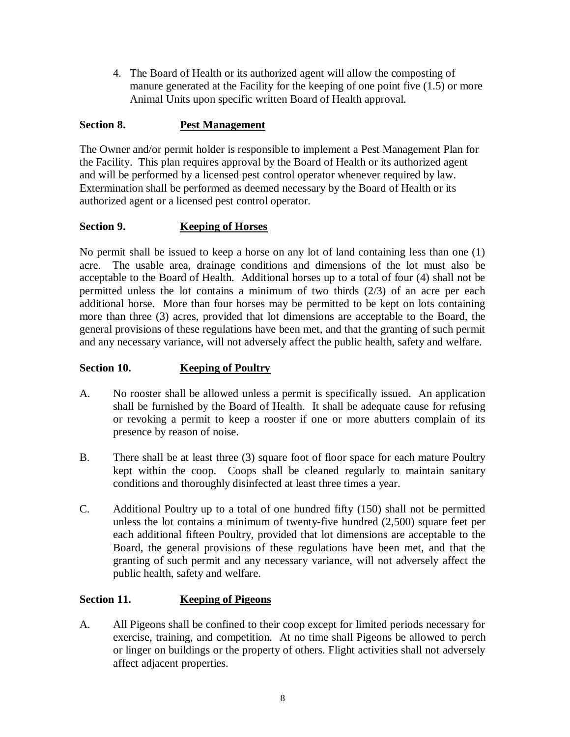4. The Board of Health or its authorized agent will allow the composting of manure generated at the Facility for the keeping of one point five (1.5) or more Animal Units upon specific written Board of Health approval.

**Section 8. <u>Pest Management</u>**

The Owner and/or permit holder is responsible to implement a Pest Management Plan for the Facility. This plan requires approval by the Board of Health or its authorized agent and will be performed by a licensed pest control operator whenever required by law. Extermination shall be performed as deemed necessary by the Board of Health or its authorized agent or a licensed pest control operator.

**Section 9. <u>Keeping of Horses</u>**

No permit shall be issued to keep a horse on any lot of land containing less than one (1) acre. The usable area, drainage conditions and dimensions of the lot must also be acceptable to the Board of Health. Additional horses up to a total of four (4) shall not be permitted unless the lot contains a minimum of two thirds (2/3) of an acre per each additional horse. More than four horses may be permitted to be kept on lots containing more than three (3) acres, provided that lot dimensions are acceptable to the Board, the general provisions of these regulations have been met, and that the granting of such permit and any necessary variance, will not adversely affect the public health, safety and welfare.

**Section 10. <u>Keeping of Poultry</u>**

A. No rooster shall be allowed unless a permit is specifically issued. An application shall be furnished by the Board of Health. It shall be adequate cause for refusing or revoking a permit to keep a rooster if one or more abutters complain of its presence by reason of noise.

B. There shall be at least three (3) square foot of floor space for each mature Poultry kept within the coop. Coops shall be cleaned regularly to maintain sanitary conditions and thoroughly disinfected at least three times a year.

C. Additional Poultry up to a total of one hundred fifty (150) shall not be permitted unless the lot contains a minimum of twenty-five hundred (2,500) square feet per each additional fifteen Poultry, provided that lot dimensions are acceptable to the Board, the general provisions of these regulations have been met, and that the granting of such permit and any necessary variance, will not adversely affect the public health, safety and welfare.

**Section 11. <u>Keeping of Pigeons</u>**

A. All Pigeons shall be confined to their coop except for limited periods necessary for exercise, training, and competition. At no time shall Pigeons be allowed to perch or linger on buildings or the property of others. Flight activities shall not adversely affect adjacent properties.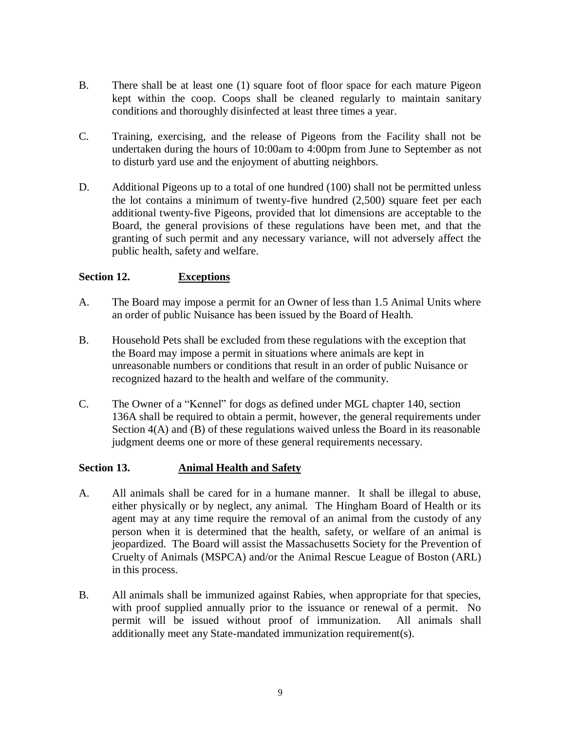B. There shall be at least one (1) square foot of floor space for each mature Pigeon kept within the coop. Coops shall be cleaned regularly to maintain sanitary conditions and thoroughly disinfected at least three times a year.

C. Training, exercising, and the release of Pigeons from the Facility shall not be undertaken during the hours of 10:00am to 4:00pm from June to September as not to disturb yard use and the enjoyment of abutting neighbors.

D. Additional Pigeons up to a total of one hundred (100) shall not be permitted unless the lot contains a minimum of twenty-five hundred (2,500) square feet per each additional twenty-five Pigeons, provided that lot dimensions are acceptable to the Board, the general provisions of these regulations have been met, and that the granting of such permit and any necessary variance, will not adversely affect the public health, safety and welfare.

**Section 12. <u>Exceptions</u>**

A. The Board may impose a permit for an Owner of less than 1.5 Animal Units where an order of public Nuisance has been issued by the Board of Health.

B. Household Pets shall be excluded from these regulations with the exception that the Board may impose a permit in situations where animals are kept in unreasonable numbers or conditions that result in an order of public Nuisance or recognized hazard to the health and welfare of the community.

C. The Owner of a "Kennel" for dogs as defined under MGL chapter 140, section 136A shall be required to obtain a permit, however, the general requirements under Section 4(A) and (B) of these regulations waived unless the Board in its reasonable judgment deems one or more of these general requirements necessary.

**Section 13. <u>Animal Health and Safety</u>**

A. All animals shall be cared for in a humane manner. It shall be illegal to abuse, either physically or by neglect, any animal. The Hingham Board of Health or its agent may at any time require the removal of an animal from the custody of any person when it is determined that the health, safety, or welfare of an animal is jeopardized. The Board will assist the Massachusetts Society for the Prevention of Cruelty of Animals (MSPCA) and/or the Animal Rescue League of Boston (ARL) in this process.

B. All animals shall be immunized against Rabies, when appropriate for that species, with proof supplied annually prior to the issuance or renewal of a permit. No permit will be issued without proof of immunization. All animals shall additionally meet any State-mandated immunization requirement(s).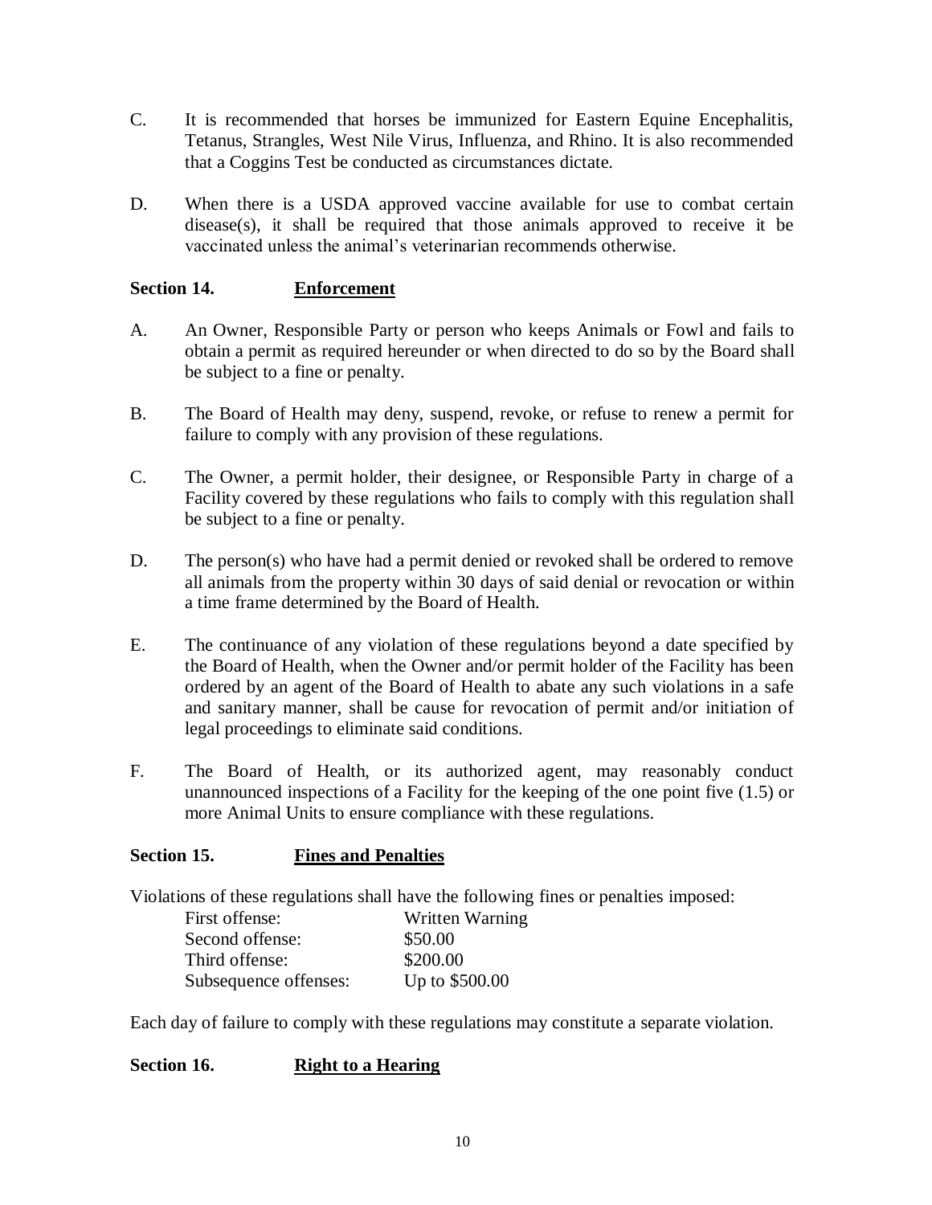C. It is recommended that horses be immunized for Eastern Equine Encephalitis, Tetanus, Strangles, West Nile Virus, Influenza, and Rhino. It is also recommended that a Coggins Test be conducted as circumstances dictate.

D. When there is a USDA approved vaccine available for use to combat certain disease(s), it shall be required that those animals approved to receive it be vaccinated unless the animal's veterinarian recommends otherwise.

## Section 14. <u>Enforcement</u>

A. An Owner, Responsible Party or person who keeps Animals or Fowl and fails to obtain a permit as required hereunder or when directed to do so by the Board shall be subject to a fine or penalty.

B. The Board of Health may deny, suspend, revoke, or refuse to renew a permit for failure to comply with any provision of these regulations.

C. The Owner, a permit holder, their designee, or Responsible Party in charge of a Facility covered by these regulations who fails to comply with this regulation shall be subject to a fine or penalty.

D. The person(s) who have had a permit denied or revoked shall be ordered to remove all animals from the property within 30 days of said denial or revocation or within a time frame determined by the Board of Health.

E. The continuance of any violation of these regulations beyond a date specified by the Board of Health, when the Owner and/or permit holder of the Facility has been ordered by an agent of the Board of Health to abate any such violations in a safe and sanitary manner, shall be cause for revocation of permit and/or initiation of legal proceedings to eliminate said conditions.

F. The Board of Health, or its authorized agent, may reasonably conduct unannounced inspections of a Facility for the keeping of the one point five (1.5) or more Animal Units to ensure compliance with these regulations.

## Section 15. <u>Fines and Penalties</u>

Violations of these regulations shall have the following fines or penalties imposed:

| | |
|---|---|
| First offense: | Written Warning |
| Second offense: | $50.00 |
| Third offense: | $200.00 |
| Subsequence offenses: | Up to $500.00 |

Each day of failure to comply with these regulations may constitute a separate violation.

## Section 16. <u>Right to a Hearing</u>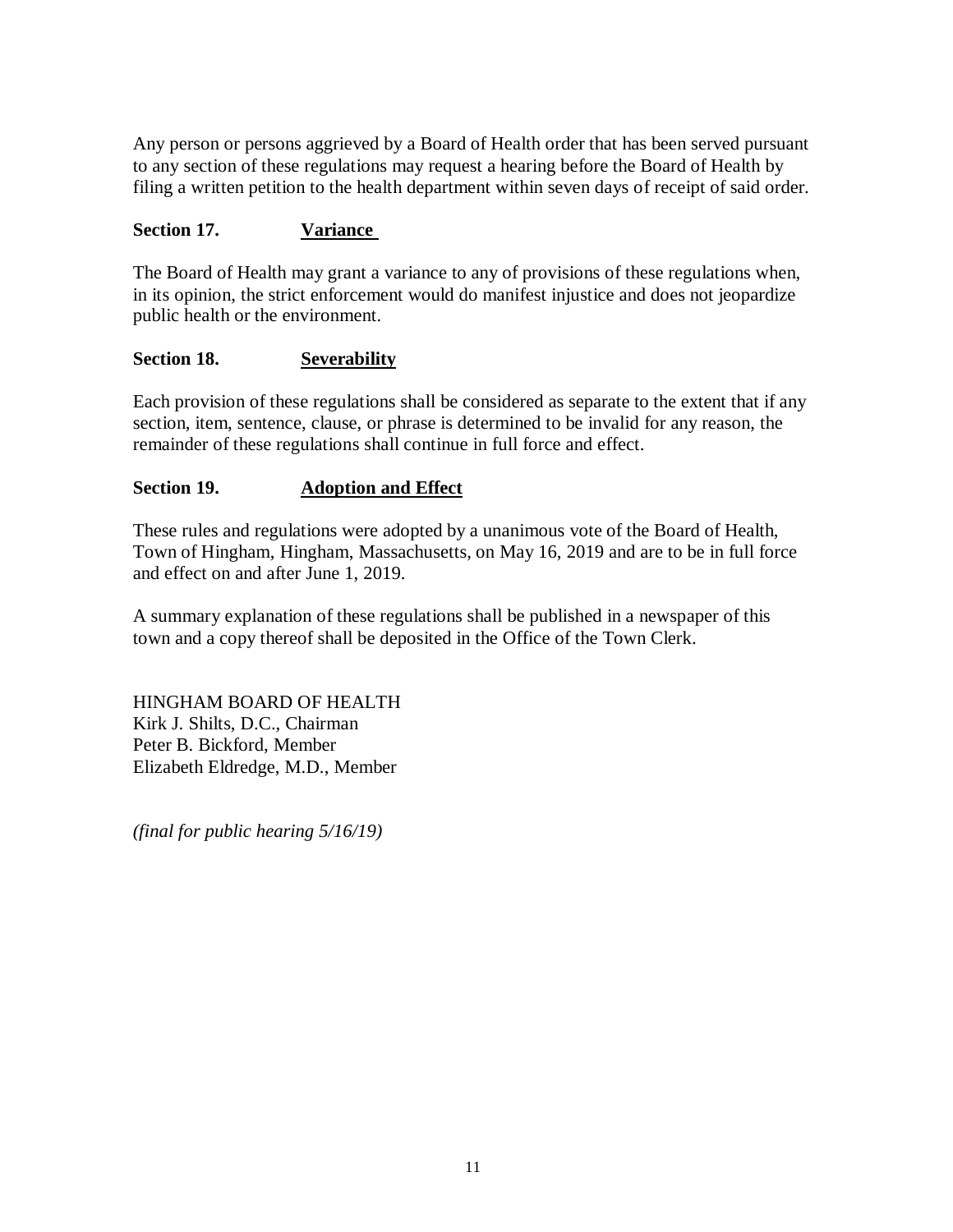Any person or persons aggrieved by a Board of Health order that has been served pursuant to any section of these regulations may request a hearing before the Board of Health by filing a written petition to the health department within seven days of receipt of said order.

**Section 17. Variance**

The Board of Health may grant a variance to any of provisions of these regulations when, in its opinion, the strict enforcement would do manifest injustice and does not jeopardize public health or the environment.

**Section 18. Severability**

Each provision of these regulations shall be considered as separate to the extent that if any section, item, sentence, clause, or phrase is determined to be invalid for any reason, the remainder of these regulations shall continue in full force and effect.

**Section 19. Adoption and Effect**

These rules and regulations were adopted by a unanimous vote of the Board of Health, Town of Hingham, Hingham, Massachusetts, on May 16, 2019 and are to be in full force and effect on and after June 1, 2019.

A summary explanation of these regulations shall be published in a newspaper of this town and a copy thereof shall be deposited in the Office of the Town Clerk.

HINGHAM BOARD OF HEALTH
Kirk J. Shilts, D.C., Chairman
Peter B. Bickford, Member
Elizabeth Eldredge, M.D., Member

*(final for public hearing 5/16/19)*